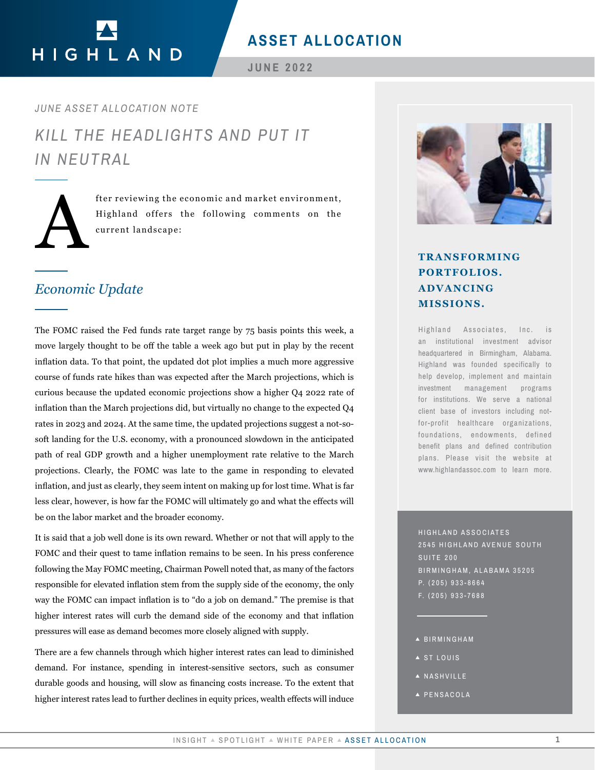HIGHLAND

# ASSET ALLOCATION

JUNE 2022

*JUNE ASSET ALLOCATION NOTE*

# *KILL THE HEADLIGHTS AND PUT IT IN NEUTRAL*

After reviewing the economic and market environment, Highland offers the following comments on the current landscape:

## *Economic Update*

The FOMC raised the Fed funds rate target range by 75 basis points this week, a move largely thought to be off the table a week ago but put in play by the recent inflation data. To that point, the updated dot plot implies a much more aggressive course of funds rate hikes than was expected after the March projections, which is curious because the updated economic projections show a higher Q4 2022 rate of inflation than the March projections did, but virtually no change to the expected Q4 rates in 2023 and 2024. At the same time, the updated projections suggest a not-so-soft landing for the U.S. economy, with a pronounced slowdown in the anticipated path of real GDP growth and a higher unemployment rate relative to the March projections. Clearly, the FOMC was late to the game in responding to elevated inflation, and just as clearly, they seem intent on making up for lost time. What is far less clear, however, is how far the FOMC will ultimately go and what the effects will be on the labor market and the broader economy.

It is said that a job well done is its own reward. Whether or not that will apply to the FOMC and their quest to tame inflation remains to be seen. In his press conference following the May FOMC meeting, Chairman Powell noted that, as many of the factors responsible for elevated inflation stem from the supply side of the economy, the only way the FOMC can impact inflation is to "do a job on demand." The premise is that higher interest rates will curb the demand side of the economy and that inflation pressures will ease as demand becomes more closely aligned with supply.

There are a few channels through which higher interest rates can lead to diminished demand. For instance, spending in interest-sensitive sectors, such as consumer durable goods and housing, will slow as financing costs increase. To the extent that higher interest rates lead to further declines in equity prices, wealth effects will induce

**TRANSFORMING PORTFOLIOS. ADVANCING MISSIONS.**

Highland Associates, Inc. is an institutional investment advisor headquartered in Birmingham, Alabama. Highland was founded specifically to help develop, implement and maintain investment management programs for institutions. We serve a national client base of investors including not-for-profit healthcare organizations, foundations, endowments, defined benefit plans and defined contribution plans. Please visit the website at www.highlandassoc.com to learn more.

HIGHLAND ASSOCIATES
2545 HIGHLAND AVENUE SOUTH
SUITE 200
BIRMINGHAM, ALABAMA 35205
P. (205) 933-8664
F. (205) 933-7688

- BIRMINGHAM
- ST LOUIS
- NASHVILLE
- PENSACOLA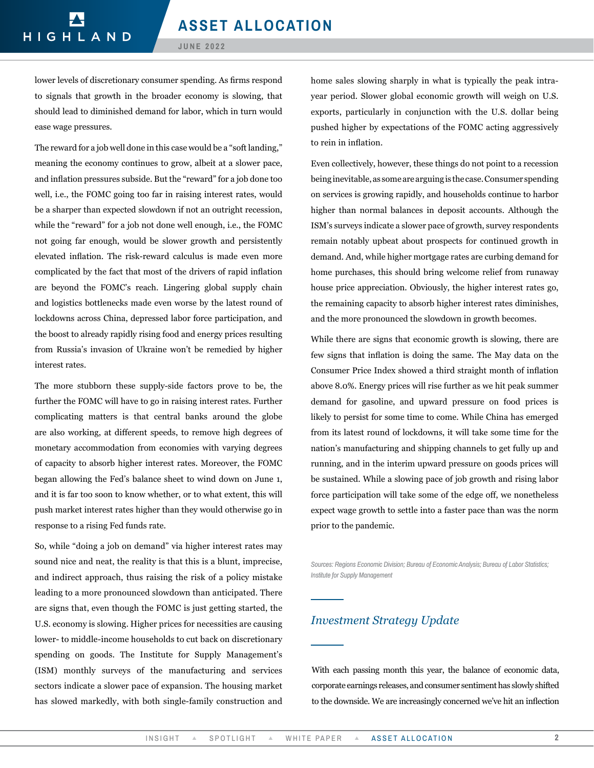lower levels of discretionary consumer spending. As firms respond to signals that growth in the broader economy is slowing, that should lead to diminished demand for labor, which in turn would ease wage pressures.

The reward for a job well done in this case would be a "soft landing," meaning the economy continues to grow, albeit at a slower pace, and inflation pressures subside. But the "reward" for a job done too well, i.e., the FOMC going too far in raising interest rates, would be a sharper than expected slowdown if not an outright recession, while the "reward" for a job not done well enough, i.e., the FOMC not going far enough, would be slower growth and persistently elevated inflation. The risk-reward calculus is made even more complicated by the fact that most of the drivers of rapid inflation are beyond the FOMC's reach. Lingering global supply chain and logistics bottlenecks made even worse by the latest round of lockdowns across China, depressed labor force participation, and the boost to already rapidly rising food and energy prices resulting from Russia's invasion of Ukraine won't be remedied by higher interest rates.

The more stubborn these supply-side factors prove to be, the further the FOMC will have to go in raising interest rates. Further complicating matters is that central banks around the globe are also working, at different speeds, to remove high degrees of monetary accommodation from economies with varying degrees of capacity to absorb higher interest rates. Moreover, the FOMC began allowing the Fed's balance sheet to wind down on June 1, and it is far too soon to know whether, or to what extent, this will push market interest rates higher than they would otherwise go in response to a rising Fed funds rate.

So, while "doing a job on demand" via higher interest rates may sound nice and neat, the reality is that this is a blunt, imprecise, and indirect approach, thus raising the risk of a policy mistake leading to a more pronounced slowdown than anticipated. There are signs that, even though the FOMC is just getting started, the U.S. economy is slowing. Higher prices for necessities are causing lower- to middle-income households to cut back on discretionary spending on goods. The Institute for Supply Management's (ISM) monthly surveys of the manufacturing and services sectors indicate a slower pace of expansion. The housing market has slowed markedly, with both single-family construction and home sales slowing sharply in what is typically the peak intra-year period. Slower global economic growth will weigh on U.S. exports, particularly in conjunction with the U.S. dollar being pushed higher by expectations of the FOMC acting aggressively to rein in inflation.

Even collectively, however, these things do not point to a recession being inevitable, as some are arguing is the case. Consumer spending on services is growing rapidly, and households continue to harbor higher than normal balances in deposit accounts. Although the ISM's surveys indicate a slower pace of growth, survey respondents remain notably upbeat about prospects for continued growth in demand. And, while higher mortgage rates are curbing demand for home purchases, this should bring welcome relief from runaway house price appreciation. Obviously, the higher interest rates go, the remaining capacity to absorb higher interest rates diminishes, and the more pronounced the slowdown in growth becomes.

While there are signs that economic growth is slowing, there are few signs that inflation is doing the same. The May data on the Consumer Price Index showed a third straight month of inflation above 8.0%. Energy prices will rise further as we hit peak summer demand for gasoline, and upward pressure on food prices is likely to persist for some time to come. While China has emerged from its latest round of lockdowns, it will take some time for the nation's manufacturing and shipping channels to get fully up and running, and in the interim upward pressure on goods prices will be sustained. While a slowing pace of job growth and rising labor force participation will take some of the edge off, we nonetheless expect wage growth to settle into a faster pace than was the norm prior to the pandemic.

*Sources: Regions Economic Division; Bureau of Economic Analysis; Bureau of Labor Statistics; Institute for Supply Management*

## *Investment Strategy Update*

With each passing month this year, the balance of economic data, corporate earnings releases, and consumer sentiment has slowly shifted to the downside. We are increasingly concerned we've hit an inflection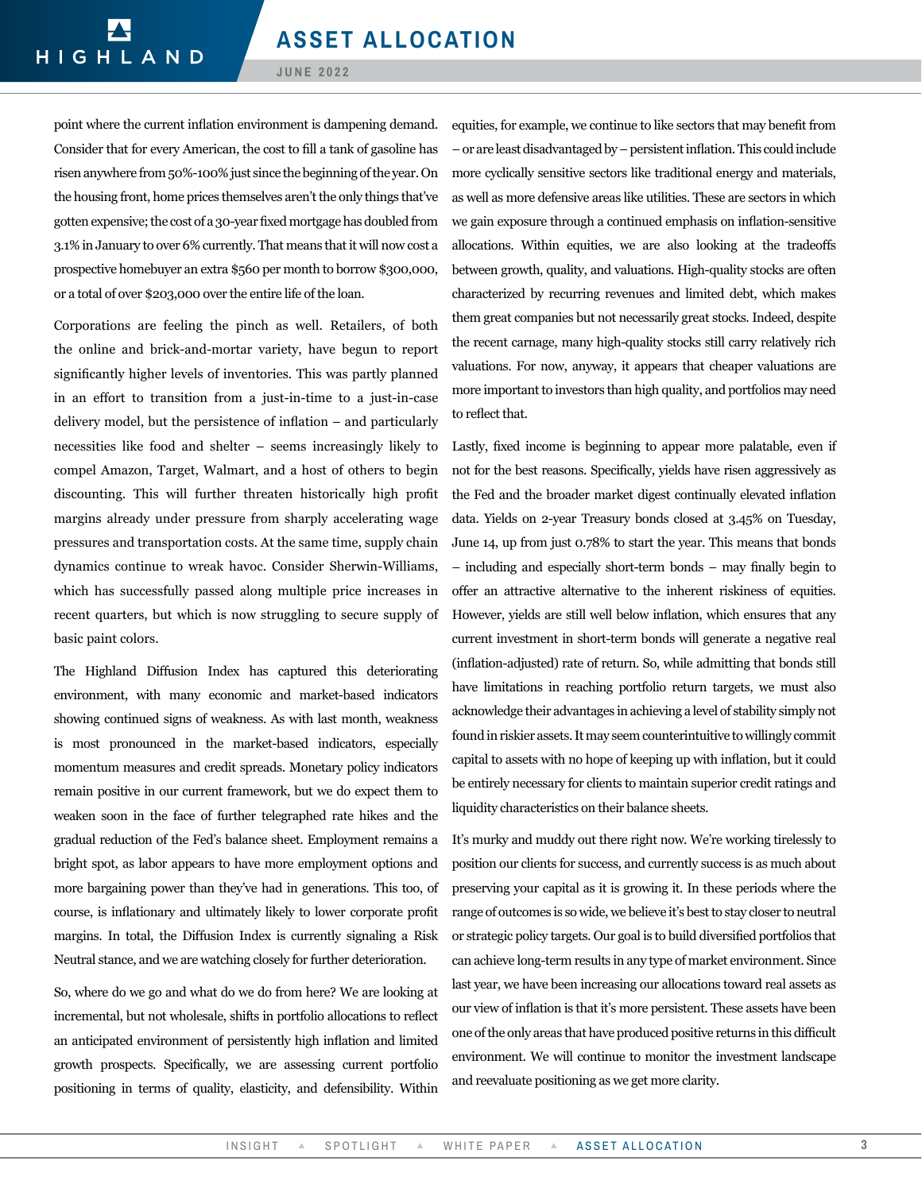point where the current inflation environment is dampening demand. Consider that for every American, the cost to fill a tank of gasoline has risen anywhere from 50%-100% just since the beginning of the year. On the housing front, home prices themselves aren't the only things that've gotten expensive; the cost of a 30-year fixed mortgage has doubled from 3.1% in January to over 6% currently. That means that it will now cost a prospective homebuyer an extra $560 per month to borrow $300,000, or a total of over $203,000 over the entire life of the loan.

Corporations are feeling the pinch as well. Retailers, of both the online and brick-and-mortar variety, have begun to report significantly higher levels of inventories. This was partly planned in an effort to transition from a just-in-time to a just-in-case delivery model, but the persistence of inflation – and particularly necessities like food and shelter – seems increasingly likely to compel Amazon, Target, Walmart, and a host of others to begin discounting. This will further threaten historically high profit margins already under pressure from sharply accelerating wage pressures and transportation costs. At the same time, supply chain dynamics continue to wreak havoc. Consider Sherwin-Williams, which has successfully passed along multiple price increases in recent quarters, but which is now struggling to secure supply of basic paint colors.

The Highland Diffusion Index has captured this deteriorating environment, with many economic and market-based indicators showing continued signs of weakness. As with last month, weakness is most pronounced in the market-based indicators, especially momentum measures and credit spreads. Monetary policy indicators remain positive in our current framework, but we do expect them to weaken soon in the face of further telegraphed rate hikes and the gradual reduction of the Fed's balance sheet. Employment remains a bright spot, as labor appears to have more employment options and more bargaining power than they've had in generations. This too, of course, is inflationary and ultimately likely to lower corporate profit margins. In total, the Diffusion Index is currently signaling a Risk Neutral stance, and we are watching closely for further deterioration.

So, where do we go and what do we do from here? We are looking at incremental, but not wholesale, shifts in portfolio allocations to reflect an anticipated environment of persistently high inflation and limited growth prospects. Specifically, we are assessing current portfolio positioning in terms of quality, elasticity, and defensibility. Within equities, for example, we continue to like sectors that may benefit from – or are least disadvantaged by – persistent inflation. This could include more cyclically sensitive sectors like traditional energy and materials, as well as more defensive areas like utilities. These are sectors in which we gain exposure through a continued emphasis on inflation-sensitive allocations. Within equities, we are also looking at the tradeoffs between growth, quality, and valuations. High-quality stocks are often characterized by recurring revenues and limited debt, which makes them great companies but not necessarily great stocks. Indeed, despite the recent carnage, many high-quality stocks still carry relatively rich valuations. For now, anyway, it appears that cheaper valuations are more important to investors than high quality, and portfolios may need to reflect that.

Lastly, fixed income is beginning to appear more palatable, even if not for the best reasons. Specifically, yields have risen aggressively as the Fed and the broader market digest continually elevated inflation data. Yields on 2-year Treasury bonds closed at 3.45% on Tuesday, June 14, up from just 0.78% to start the year. This means that bonds – including and especially short-term bonds – may finally begin to offer an attractive alternative to the inherent riskiness of equities. However, yields are still well below inflation, which ensures that any current investment in short-term bonds will generate a negative real (inflation-adjusted) rate of return. So, while admitting that bonds still have limitations in reaching portfolio return targets, we must also acknowledge their advantages in achieving a level of stability simply not found in riskier assets. It may seem counterintuitive to willingly commit capital to assets with no hope of keeping up with inflation, but it could be entirely necessary for clients to maintain superior credit ratings and liquidity characteristics on their balance sheets.

It's murky and muddy out there right now. We're working tirelessly to position our clients for success, and currently success is as much about preserving your capital as it is growing it. In these periods where the range of outcomes is so wide, we believe it's best to stay closer to neutral or strategic policy targets. Our goal is to build diversified portfolios that can achieve long-term results in any type of market environment. Since last year, we have been increasing our allocations toward real assets as our view of inflation is that it's more persistent. These assets have been one of the only areas that have produced positive returns in this difficult environment. We will continue to monitor the investment landscape and reevaluate positioning as we get more clarity.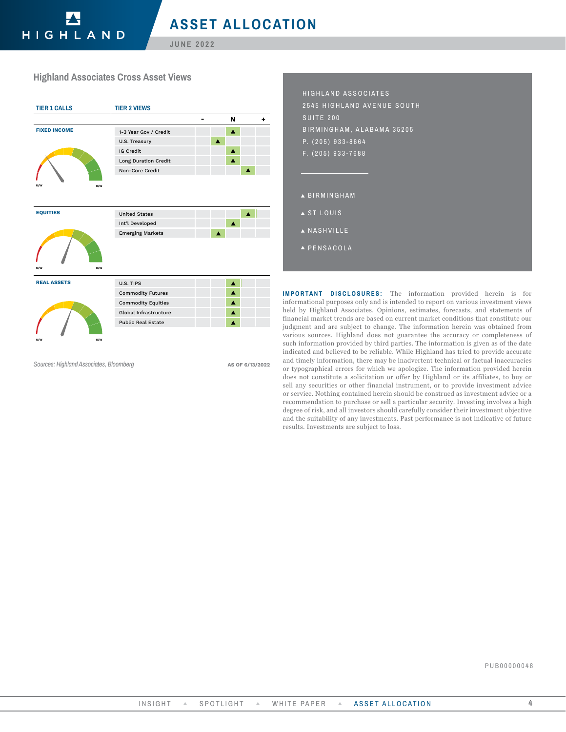# ASSET ALLOCATION

**JUNE 2022**

## Highland Associates Cross Asset Views

| TIER 1 CALLS | TIER 2 VIEWS | - | | N | | + |
|---|---|---|---|---|---|---|
| **FIXED INCOME** | 1-3 Year Gov / Credit | | | ▲ | | |
| | U.S. Treasury | | ▲ | | | |
| | IG Credit | | | ▲ | | |
| | Long Duration Credit | | | ▲ | | |
| | Non-Core Credit | | | | ▲ | |
| **EQUITIES** | United States | | | | ▲ | |
| | Int'l Developed | | | ▲ | | |
| | Emerging Markets | | ▲ | | | |
| **REAL ASSETS** | U.S. TIPS | | | ▲ | | |
| | Commodity Futures | | | ▲ | | |
| | Commodity Equities | | | ▲ | | |
| | Global Infrastructure | | | ▲ | | |
| | Public Real Estate | | | ▲ | | |

*Sources: Highland Associates, Bloomberg*

AS OF 6/13/2022

HIGHLAND ASSOCIATES
2545 HIGHLAND AVENUE SOUTH
SUITE 200
BIRMINGHAM, ALABAMA 35205
P. (205) 933-8664
F. (205) 933-7688

- BIRMINGHAM
- ST LOUIS
- NASHVILLE
- PENSACOLA

**IMPORTANT DISCLOSURES:** The information provided herein is for informational purposes only and is intended to report on various investment views held by Highland Associates. Opinions, estimates, forecasts, and statements of financial market trends are based on current market conditions that constitute our judgment and are subject to change. The information herein was obtained from various sources. Highland does not guarantee the accuracy or completeness of such information provided by third parties. The information is given as of the date indicated and believed to be reliable. While Highland has tried to provide accurate and timely information, there may be inadvertent technical or factual inaccuracies or typographical errors for which we apologize. The information provided herein does not constitute a solicitation or offer by Highland or its affiliates, to buy or sell any securities or other financial instrument, or to provide investment advice or service. Nothing contained herein should be construed as investment advice or a recommendation to purchase or sell a particular security. Investing involves a high degree of risk, and all investors should carefully consider their investment objective and the suitability of any investments. Past performance is not indicative of future results. Investments are subject to loss.

PUB00000048